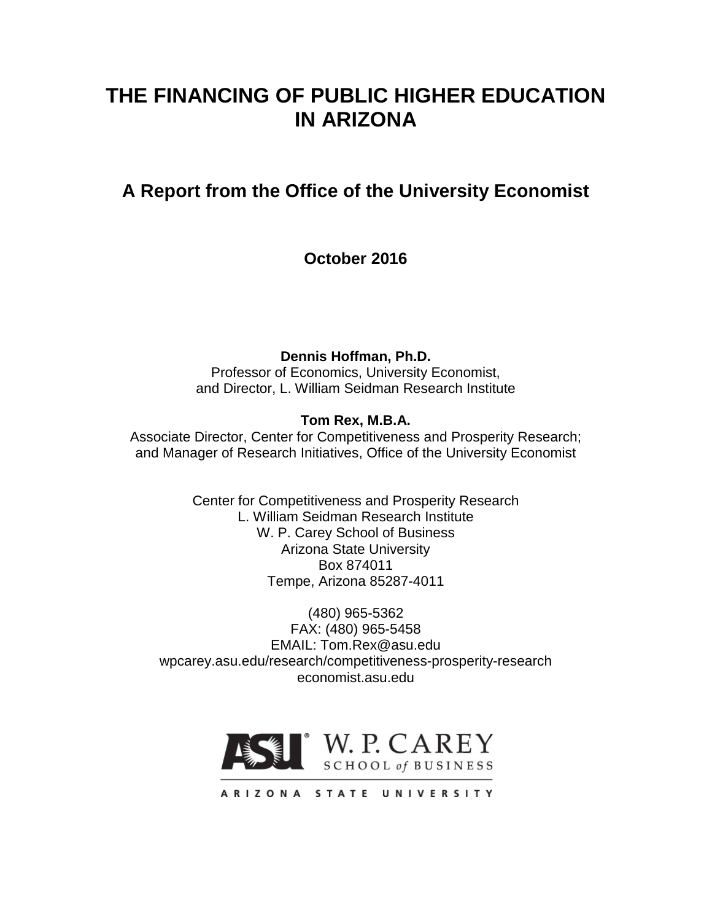# THE FINANCING OF PUBLIC HIGHER EDUCATION IN ARIZONA

## A Report from the Office of the University Economist

**October 2016**

**Dennis Hoffman, Ph.D.**
Professor of Economics, University Economist,
and Director, L. William Seidman Research Institute

**Tom Rex, M.B.A.**
Associate Director, Center for Competitiveness and Prosperity Research;
and Manager of Research Initiatives, Office of the University Economist

Center for Competitiveness and Prosperity Research
L. William Seidman Research Institute
W. P. Carey School of Business
Arizona State University
Box 874011
Tempe, Arizona 85287-4011

(480) 965-5362
FAX: (480) 965-5458
EMAIL: Tom.Rex@asu.edu
wpcarey.asu.edu/research/competitiveness-prosperity-research
economist.asu.edu

ASU W. P. CAREY SCHOOL of BUSINESS

ARIZONA STATE UNIVERSITY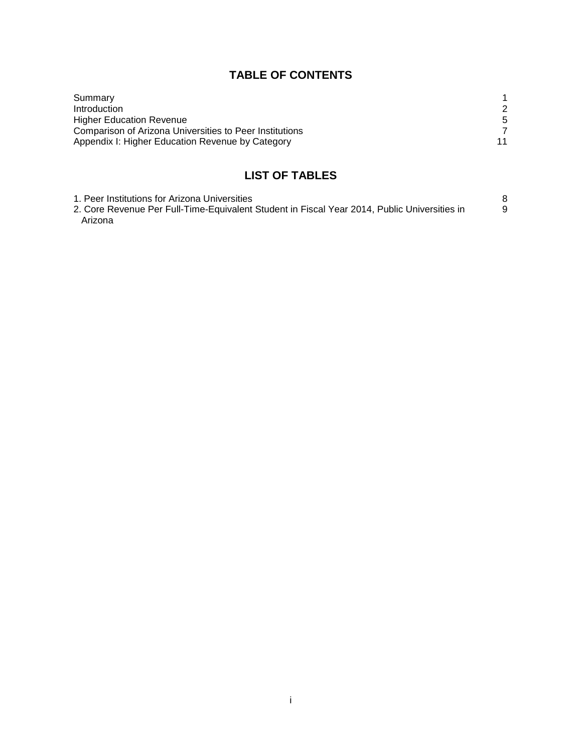## TABLE OF CONTENTS

| | |
|---|---|
| Summary | 1 |
| Introduction | 2 |
| Higher Education Revenue | 5 |
| Comparison of Arizona Universities to Peer Institutions | 7 |
| Appendix I: Higher Education Revenue by Category | 11 |

## LIST OF TABLES

| | |
|---|---|
| 1. Peer Institutions for Arizona Universities | 8 |
| 2. Core Revenue Per Full-Time-Equivalent Student in Fiscal Year 2014, Public Universities in Arizona | 9 |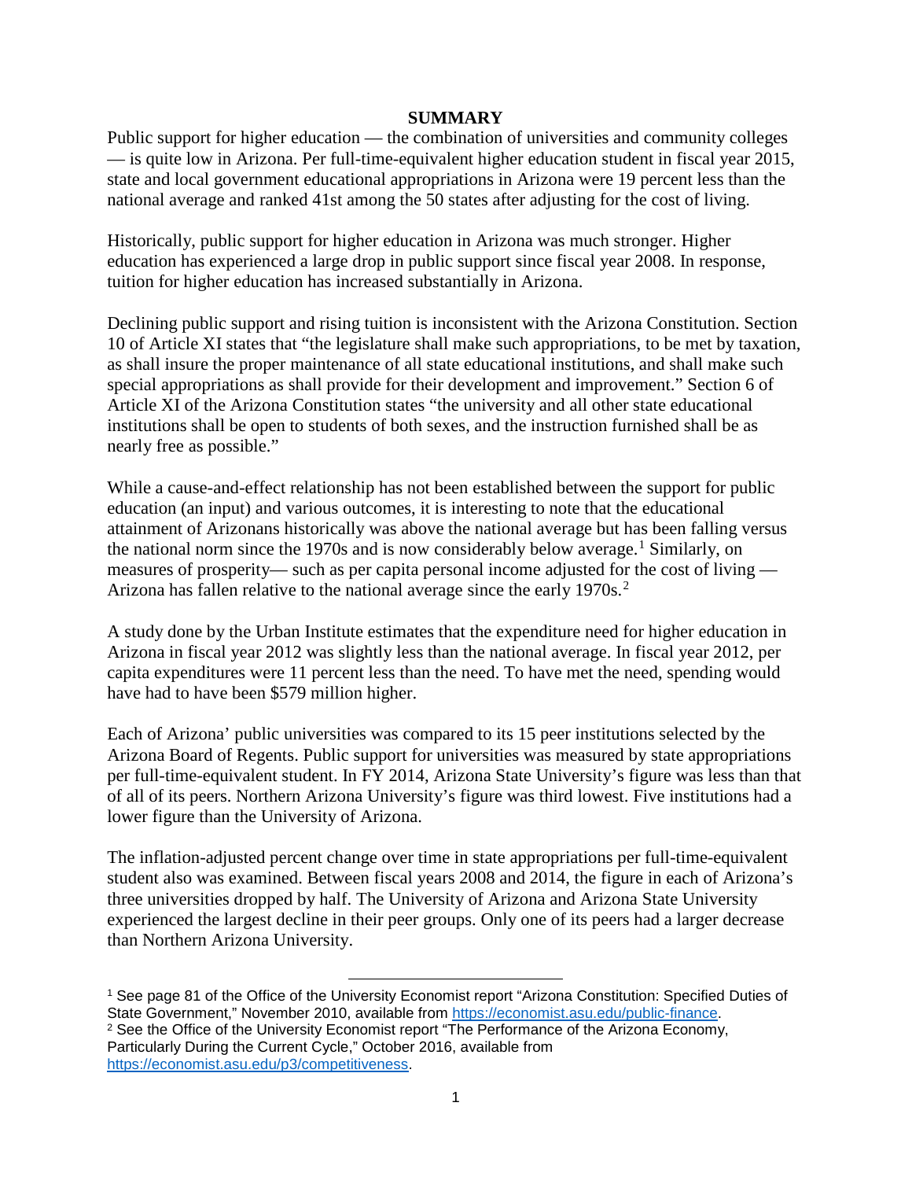## SUMMARY

Public support for higher education — the combination of universities and community colleges — is quite low in Arizona. Per full-time-equivalent higher education student in fiscal year 2015, state and local government educational appropriations in Arizona were 19 percent less than the national average and ranked 41st among the 50 states after adjusting for the cost of living.

Historically, public support for higher education in Arizona was much stronger. Higher education has experienced a large drop in public support since fiscal year 2008. In response, tuition for higher education has increased substantially in Arizona.

Declining public support and rising tuition is inconsistent with the Arizona Constitution. Section 10 of Article XI states that "the legislature shall make such appropriations, to be met by taxation, as shall insure the proper maintenance of all state educational institutions, and shall make such special appropriations as shall provide for their development and improvement." Section 6 of Article XI of the Arizona Constitution states "the university and all other state educational institutions shall be open to students of both sexes, and the instruction furnished shall be as nearly free as possible."

While a cause-and-effect relationship has not been established between the support for public education (an input) and various outcomes, it is interesting to note that the educational attainment of Arizonans historically was above the national average but has been falling versus the national norm since the 1970s and is now considerably below average.[1] Similarly, on measures of prosperity— such as per capita personal income adjusted for the cost of living — Arizona has fallen relative to the national average since the early 1970s.[2]

A study done by the Urban Institute estimates that the expenditure need for higher education in Arizona in fiscal year 2012 was slightly less than the national average. In fiscal year 2012, per capita expenditures were 11 percent less than the need. To have met the need, spending would have had to have been $579 million higher.

Each of Arizona' public universities was compared to its 15 peer institutions selected by the Arizona Board of Regents. Public support for universities was measured by state appropriations per full-time-equivalent student. In FY 2014, Arizona State University's figure was less than that of all of its peers. Northern Arizona University's figure was third lowest. Five institutions had a lower figure than the University of Arizona.

The inflation-adjusted percent change over time in state appropriations per full-time-equivalent student also was examined. Between fiscal years 2008 and 2014, the figure in each of Arizona's three universities dropped by half. The University of Arizona and Arizona State University experienced the largest decline in their peer groups. Only one of its peers had a larger decrease than Northern Arizona University.

---

[1] See page 81 of the Office of the University Economist report "Arizona Constitution: Specified Duties of State Government," November 2010, available from https://economist.asu.edu/public-finance.

[2] See the Office of the University Economist report "The Performance of the Arizona Economy, Particularly During the Current Cycle," October 2016, available from https://economist.asu.edu/p3/competitiveness.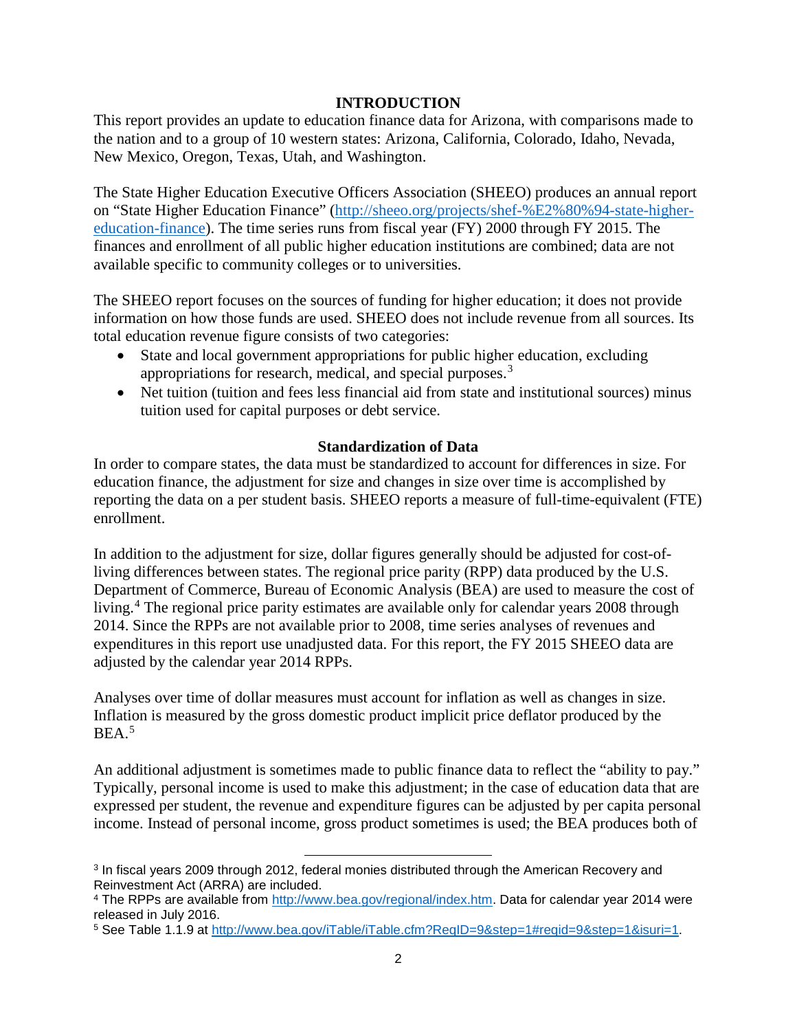## INTRODUCTION

This report provides an update to education finance data for Arizona, with comparisons made to the nation and to a group of 10 western states: Arizona, California, Colorado, Idaho, Nevada, New Mexico, Oregon, Texas, Utah, and Washington.

The State Higher Education Executive Officers Association (SHEEO) produces an annual report on "State Higher Education Finance" (http://sheeo.org/projects/shef-%E2%80%94-state-higher-education-finance). The time series runs from fiscal year (FY) 2000 through FY 2015. The finances and enrollment of all public higher education institutions are combined; data are not available specific to community colleges or to universities.

The SHEEO report focuses on the sources of funding for higher education; it does not provide information on how those funds are used. SHEEO does not include revenue from all sources. Its total education revenue figure consists of two categories:

- State and local government appropriations for public higher education, excluding appropriations for research, medical, and special purposes.[3]
- Net tuition (tuition and fees less financial aid from state and institutional sources) minus tuition used for capital purposes or debt service.

### Standardization of Data

In order to compare states, the data must be standardized to account for differences in size. For education finance, the adjustment for size and changes in size over time is accomplished by reporting the data on a per student basis. SHEEO reports a measure of full-time-equivalent (FTE) enrollment.

In addition to the adjustment for size, dollar figures generally should be adjusted for cost-of-living differences between states. The regional price parity (RPP) data produced by the U.S. Department of Commerce, Bureau of Economic Analysis (BEA) are used to measure the cost of living.[4] The regional price parity estimates are available only for calendar years 2008 through 2014. Since the RPPs are not available prior to 2008, time series analyses of revenues and expenditures in this report use unadjusted data. For this report, the FY 2015 SHEEO data are adjusted by the calendar year 2014 RPPs.

Analyses over time of dollar measures must account for inflation as well as changes in size. Inflation is measured by the gross domestic product implicit price deflator produced by the BEA.[5]

An additional adjustment is sometimes made to public finance data to reflect the "ability to pay." Typically, personal income is used to make this adjustment; in the case of education data that are expressed per student, the revenue and expenditure figures can be adjusted by per capita personal income. Instead of personal income, gross product sometimes is used; the BEA produces both of

---

[3] In fiscal years 2009 through 2012, federal monies distributed through the American Recovery and Reinvestment Act (ARRA) are included.

[4] The RPPs are available from http://www.bea.gov/regional/index.htm. Data for calendar year 2014 were released in July 2016.

[5] See Table 1.1.9 at http://www.bea.gov/iTable/iTable.cfm?ReqID=9&step=1#reqid=9&step=1&isuri=1.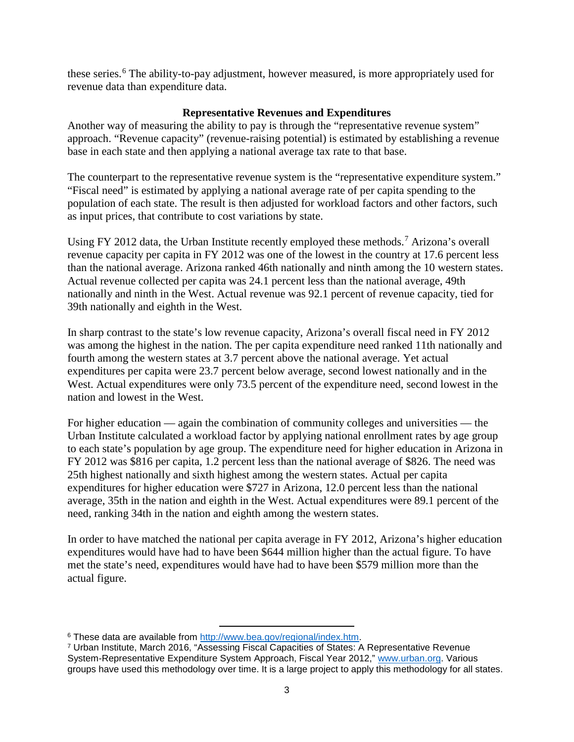these series.[6] The ability-to-pay adjustment, however measured, is more appropriately used for revenue data than expenditure data.

## Representative Revenues and Expenditures

Another way of measuring the ability to pay is through the "representative revenue system" approach. "Revenue capacity" (revenue-raising potential) is estimated by establishing a revenue base in each state and then applying a national average tax rate to that base.

The counterpart to the representative revenue system is the "representative expenditure system." "Fiscal need" is estimated by applying a national average rate of per capita spending to the population of each state. The result is then adjusted for workload factors and other factors, such as input prices, that contribute to cost variations by state.

Using FY 2012 data, the Urban Institute recently employed these methods.[7] Arizona's overall revenue capacity per capita in FY 2012 was one of the lowest in the country at 17.6 percent less than the national average. Arizona ranked 46th nationally and ninth among the 10 western states. Actual revenue collected per capita was 24.1 percent less than the national average, 49th nationally and ninth in the West. Actual revenue was 92.1 percent of revenue capacity, tied for 39th nationally and eighth in the West.

In sharp contrast to the state's low revenue capacity, Arizona's overall fiscal need in FY 2012 was among the highest in the nation. The per capita expenditure need ranked 11th nationally and fourth among the western states at 3.7 percent above the national average. Yet actual expenditures per capita were 23.7 percent below average, second lowest nationally and in the West. Actual expenditures were only 73.5 percent of the expenditure need, second lowest in the nation and lowest in the West.

For higher education — again the combination of community colleges and universities — the Urban Institute calculated a workload factor by applying national enrollment rates by age group to each state's population by age group. The expenditure need for higher education in Arizona in FY 2012 was $816 per capita, 1.2 percent less than the national average of $826. The need was 25th highest nationally and sixth highest among the western states. Actual per capita expenditures for higher education were $727 in Arizona, 12.0 percent less than the national average, 35th in the nation and eighth in the West. Actual expenditures were 89.1 percent of the need, ranking 34th in the nation and eighth among the western states.

In order to have matched the national per capita average in FY 2012, Arizona's higher education expenditures would have had to have been $644 million higher than the actual figure. To have met the state's need, expenditures would have had to have been $579 million more than the actual figure.

---

[6] These data are available from http://www.bea.gov/regional/index.htm.

[7] Urban Institute, March 2016, "Assessing Fiscal Capacities of States: A Representative Revenue System-Representative Expenditure System Approach, Fiscal Year 2012," www.urban.org. Various groups have used this methodology over time. It is a large project to apply this methodology for all states.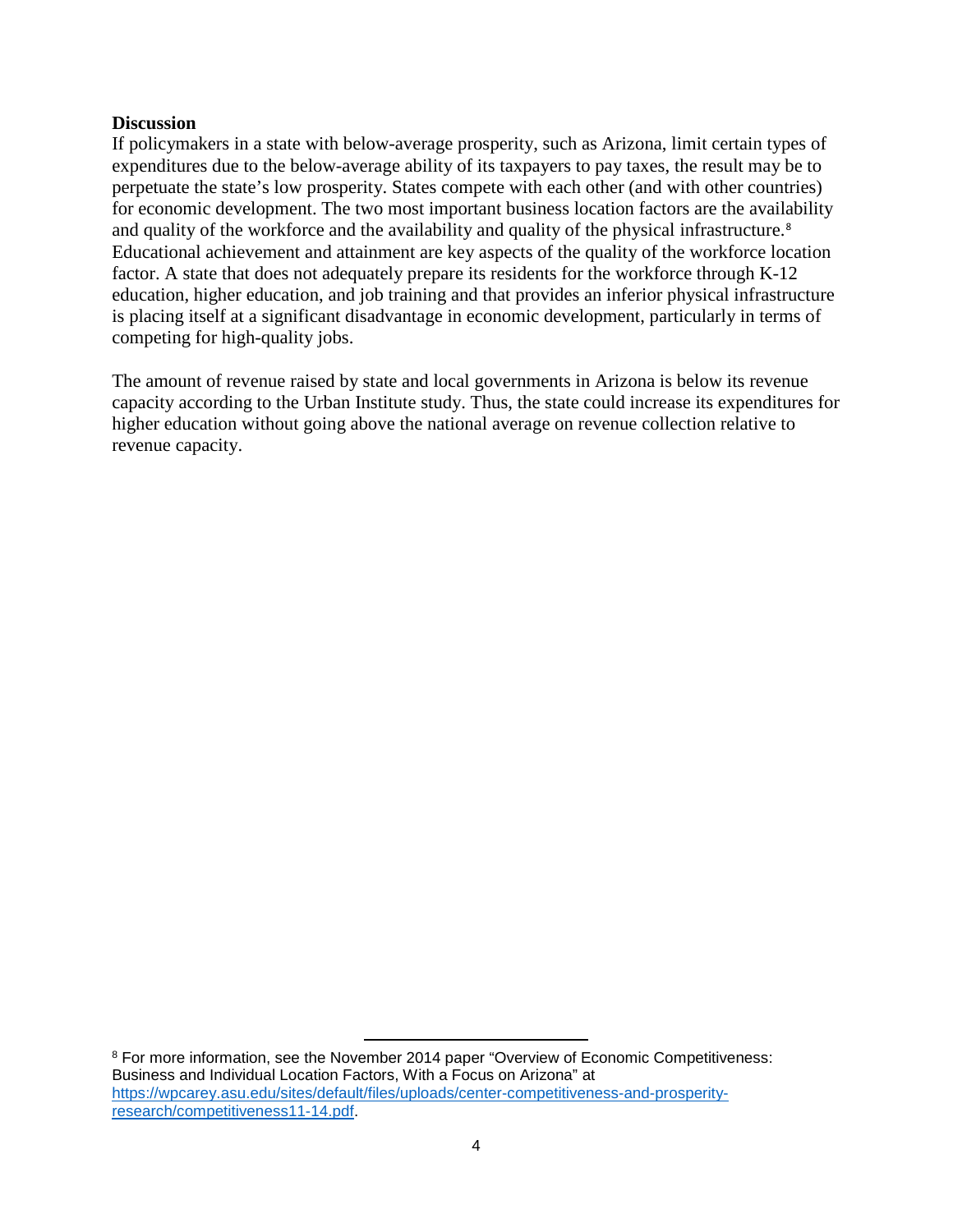**Discussion**

If policymakers in a state with below-average prosperity, such as Arizona, limit certain types of expenditures due to the below-average ability of its taxpayers to pay taxes, the result may be to perpetuate the state's low prosperity. States compete with each other (and with other countries) for economic development. The two most important business location factors are the availability and quality of the workforce and the availability and quality of the physical infrastructure.[8] Educational achievement and attainment are key aspects of the quality of the workforce location factor. A state that does not adequately prepare its residents for the workforce through K-12 education, higher education, and job training and that provides an inferior physical infrastructure is placing itself at a significant disadvantage in economic development, particularly in terms of competing for high-quality jobs.

The amount of revenue raised by state and local governments in Arizona is below its revenue capacity according to the Urban Institute study. Thus, the state could increase its expenditures for higher education without going above the national average on revenue collection relative to revenue capacity.

---

[8] For more information, see the November 2014 paper "Overview of Economic Competitiveness: Business and Individual Location Factors, With a Focus on Arizona" at https://wpcarey.asu.edu/sites/default/files/uploads/center-competitiveness-and-prosperity-research/competitiveness11-14.pdf.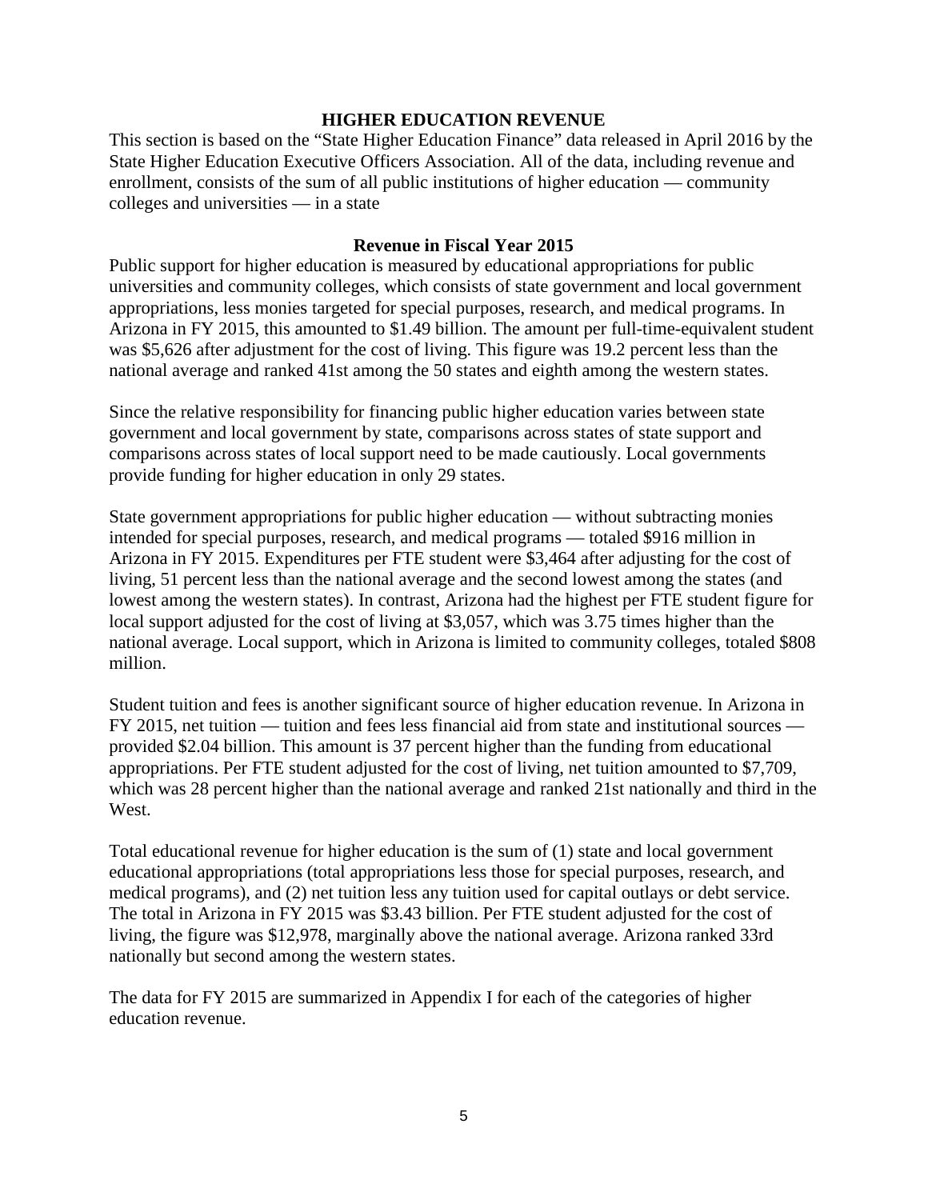## HIGHER EDUCATION REVENUE

This section is based on the "State Higher Education Finance" data released in April 2016 by the State Higher Education Executive Officers Association. All of the data, including revenue and enrollment, consists of the sum of all public institutions of higher education — community colleges and universities — in a state

### Revenue in Fiscal Year 2015

Public support for higher education is measured by educational appropriations for public universities and community colleges, which consists of state government and local government appropriations, less monies targeted for special purposes, research, and medical programs. In Arizona in FY 2015, this amounted to $1.49 billion. The amount per full-time-equivalent student was $5,626 after adjustment for the cost of living. This figure was 19.2 percent less than the national average and ranked 41st among the 50 states and eighth among the western states.

Since the relative responsibility for financing public higher education varies between state government and local government by state, comparisons across states of state support and comparisons across states of local support need to be made cautiously. Local governments provide funding for higher education in only 29 states.

State government appropriations for public higher education — without subtracting monies intended for special purposes, research, and medical programs — totaled $916 million in Arizona in FY 2015. Expenditures per FTE student were $3,464 after adjusting for the cost of living, 51 percent less than the national average and the second lowest among the states (and lowest among the western states). In contrast, Arizona had the highest per FTE student figure for local support adjusted for the cost of living at $3,057, which was 3.75 times higher than the national average. Local support, which in Arizona is limited to community colleges, totaled $808 million.

Student tuition and fees is another significant source of higher education revenue. In Arizona in FY 2015, net tuition — tuition and fees less financial aid from state and institutional sources — provided $2.04 billion. This amount is 37 percent higher than the funding from educational appropriations. Per FTE student adjusted for the cost of living, net tuition amounted to $7,709, which was 28 percent higher than the national average and ranked 21st nationally and third in the West.

Total educational revenue for higher education is the sum of (1) state and local government educational appropriations (total appropriations less those for special purposes, research, and medical programs), and (2) net tuition less any tuition used for capital outlays or debt service. The total in Arizona in FY 2015 was $3.43 billion. Per FTE student adjusted for the cost of living, the figure was $12,978, marginally above the national average. Arizona ranked 33rd nationally but second among the western states.

The data for FY 2015 are summarized in Appendix I for each of the categories of higher education revenue.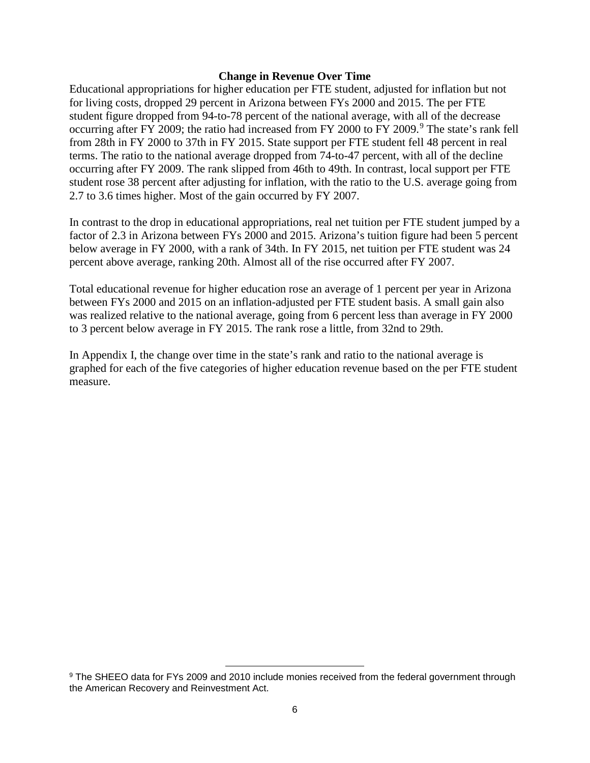### Change in Revenue Over Time

Educational appropriations for higher education per FTE student, adjusted for inflation but not for living costs, dropped 29 percent in Arizona between FYs 2000 and 2015. The per FTE student figure dropped from 94-to-78 percent of the national average, with all of the decrease occurring after FY 2009; the ratio had increased from FY 2000 to FY 2009.[9] The state's rank fell from 28th in FY 2000 to 37th in FY 2015. State support per FTE student fell 48 percent in real terms. The ratio to the national average dropped from 74-to-47 percent, with all of the decline occurring after FY 2009. The rank slipped from 46th to 49th. In contrast, local support per FTE student rose 38 percent after adjusting for inflation, with the ratio to the U.S. average going from 2.7 to 3.6 times higher. Most of the gain occurred by FY 2007.

In contrast to the drop in educational appropriations, real net tuition per FTE student jumped by a factor of 2.3 in Arizona between FYs 2000 and 2015. Arizona's tuition figure had been 5 percent below average in FY 2000, with a rank of 34th. In FY 2015, net tuition per FTE student was 24 percent above average, ranking 20th. Almost all of the rise occurred after FY 2007.

Total educational revenue for higher education rose an average of 1 percent per year in Arizona between FYs 2000 and 2015 on an inflation-adjusted per FTE student basis. A small gain also was realized relative to the national average, going from 6 percent less than average in FY 2000 to 3 percent below average in FY 2015. The rank rose a little, from 32nd to 29th.

In Appendix I, the change over time in the state's rank and ratio to the national average is graphed for each of the five categories of higher education revenue based on the per FTE student measure.

---

[9] The SHEEO data for FYs 2009 and 2010 include monies received from the federal government through the American Recovery and Reinvestment Act.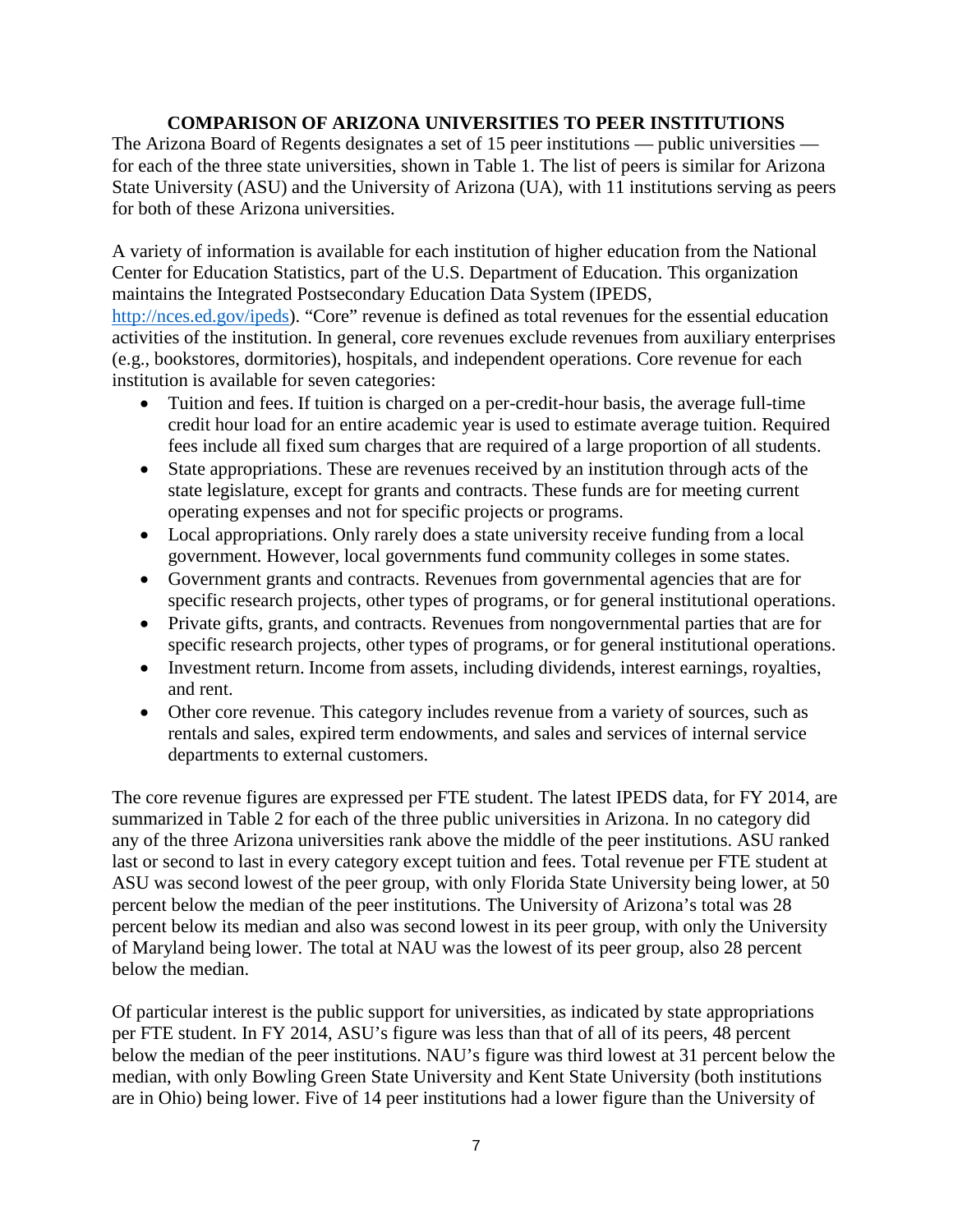## COMPARISON OF ARIZONA UNIVERSITIES TO PEER INSTITUTIONS

The Arizona Board of Regents designates a set of 15 peer institutions — public universities — for each of the three state universities, shown in Table 1. The list of peers is similar for Arizona State University (ASU) and the University of Arizona (UA), with 11 institutions serving as peers for both of these Arizona universities.

A variety of information is available for each institution of higher education from the National Center for Education Statistics, part of the U.S. Department of Education. This organization maintains the Integrated Postsecondary Education Data System (IPEDS, http://nces.ed.gov/ipeds). "Core" revenue is defined as total revenues for the essential education activities of the institution. In general, core revenues exclude revenues from auxiliary enterprises (e.g., bookstores, dormitories), hospitals, and independent operations. Core revenue for each institution is available for seven categories:

- Tuition and fees. If tuition is charged on a per-credit-hour basis, the average full-time credit hour load for an entire academic year is used to estimate average tuition. Required fees include all fixed sum charges that are required of a large proportion of all students.
- State appropriations. These are revenues received by an institution through acts of the state legislature, except for grants and contracts. These funds are for meeting current operating expenses and not for specific projects or programs.
- Local appropriations. Only rarely does a state university receive funding from a local government. However, local governments fund community colleges in some states.
- Government grants and contracts. Revenues from governmental agencies that are for specific research projects, other types of programs, or for general institutional operations.
- Private gifts, grants, and contracts. Revenues from nongovernmental parties that are for specific research projects, other types of programs, or for general institutional operations.
- Investment return. Income from assets, including dividends, interest earnings, royalties, and rent.
- Other core revenue. This category includes revenue from a variety of sources, such as rentals and sales, expired term endowments, and sales and services of internal service departments to external customers.

The core revenue figures are expressed per FTE student. The latest IPEDS data, for FY 2014, are summarized in Table 2 for each of the three public universities in Arizona. In no category did any of the three Arizona universities rank above the middle of the peer institutions. ASU ranked last or second to last in every category except tuition and fees. Total revenue per FTE student at ASU was second lowest of the peer group, with only Florida State University being lower, at 50 percent below the median of the peer institutions. The University of Arizona's total was 28 percent below its median and also was second lowest in its peer group, with only the University of Maryland being lower. The total at NAU was the lowest of its peer group, also 28 percent below the median.

Of particular interest is the public support for universities, as indicated by state appropriations per FTE student. In FY 2014, ASU's figure was less than that of all of its peers, 48 percent below the median of the peer institutions. NAU's figure was third lowest at 31 percent below the median, with only Bowling Green State University and Kent State University (both institutions are in Ohio) being lower. Five of 14 peer institutions had a lower figure than the University of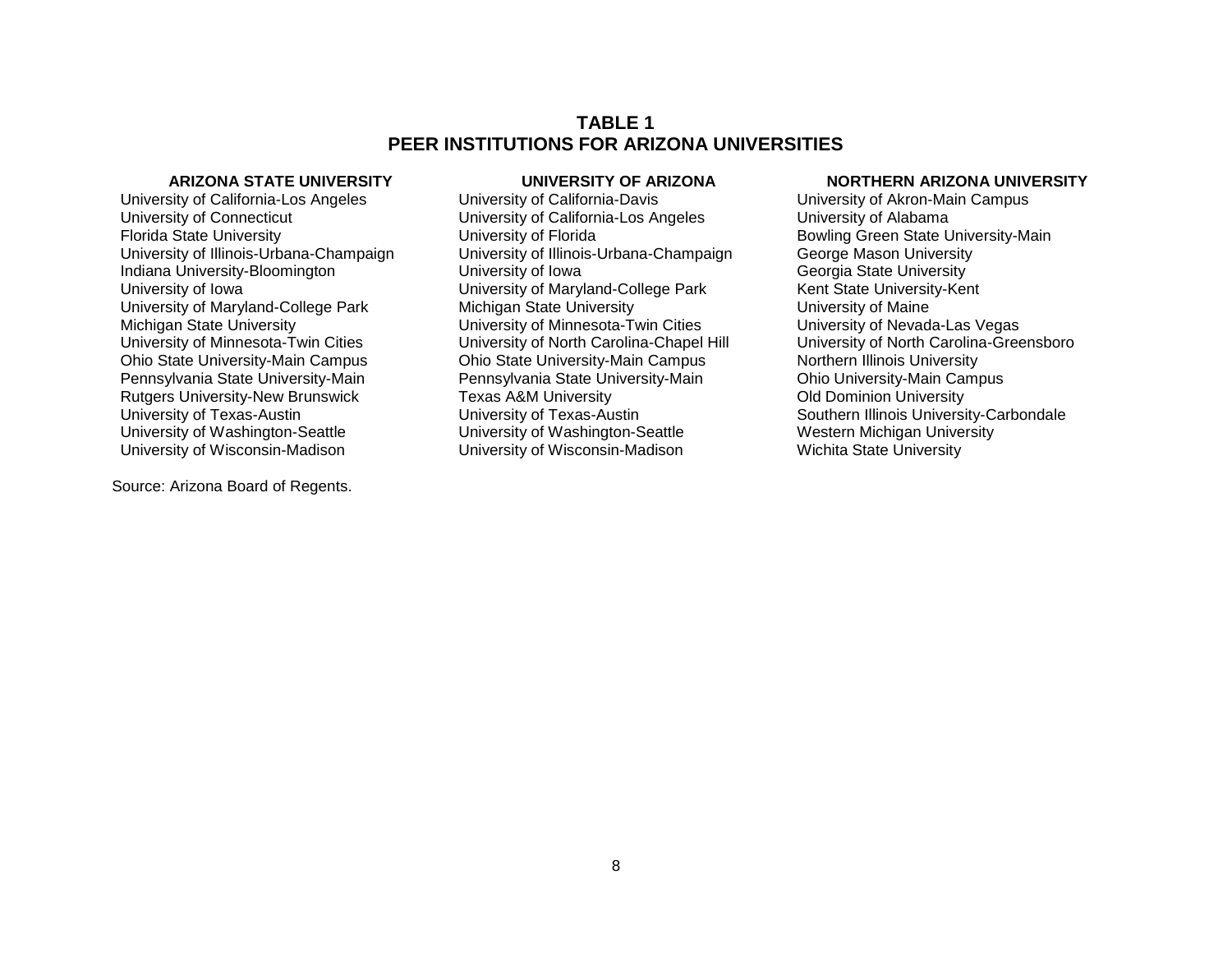# TABLE 1
# PEER INSTITUTIONS FOR ARIZONA UNIVERSITIES

| ARIZONA STATE UNIVERSITY | UNIVERSITY OF ARIZONA | NORTHERN ARIZONA UNIVERSITY |
|---|---|---|
| University of California-Los Angeles | University of California-Davis | University of Akron-Main Campus |
| University of Connecticut | University of California-Los Angeles | University of Alabama |
| Florida State University | University of Florida | Bowling Green State University-Main |
| University of Illinois-Urbana-Champaign | University of Illinois-Urbana-Champaign | George Mason University |
| Indiana University-Bloomington | University of Iowa | Georgia State University |
| University of Iowa | University of Maryland-College Park | Kent State University-Kent |
| University of Maryland-College Park | Michigan State University | University of Maine |
| Michigan State University | University of Minnesota-Twin Cities | University of Nevada-Las Vegas |
| University of Minnesota-Twin Cities | University of North Carolina-Chapel Hill | University of North Carolina-Greensboro |
| Ohio State University-Main Campus | Ohio State University-Main Campus | Northern Illinois University |
| Pennsylvania State University-Main | Pennsylvania State University-Main | Ohio University-Main Campus |
| Rutgers University-New Brunswick | Texas A&M University | Old Dominion University |
| University of Texas-Austin | University of Texas-Austin | Southern Illinois University-Carbondale |
| University of Washington-Seattle | University of Washington-Seattle | Western Michigan University |
| University of Wisconsin-Madison | University of Wisconsin-Madison | Wichita State University |

Source: Arizona Board of Regents.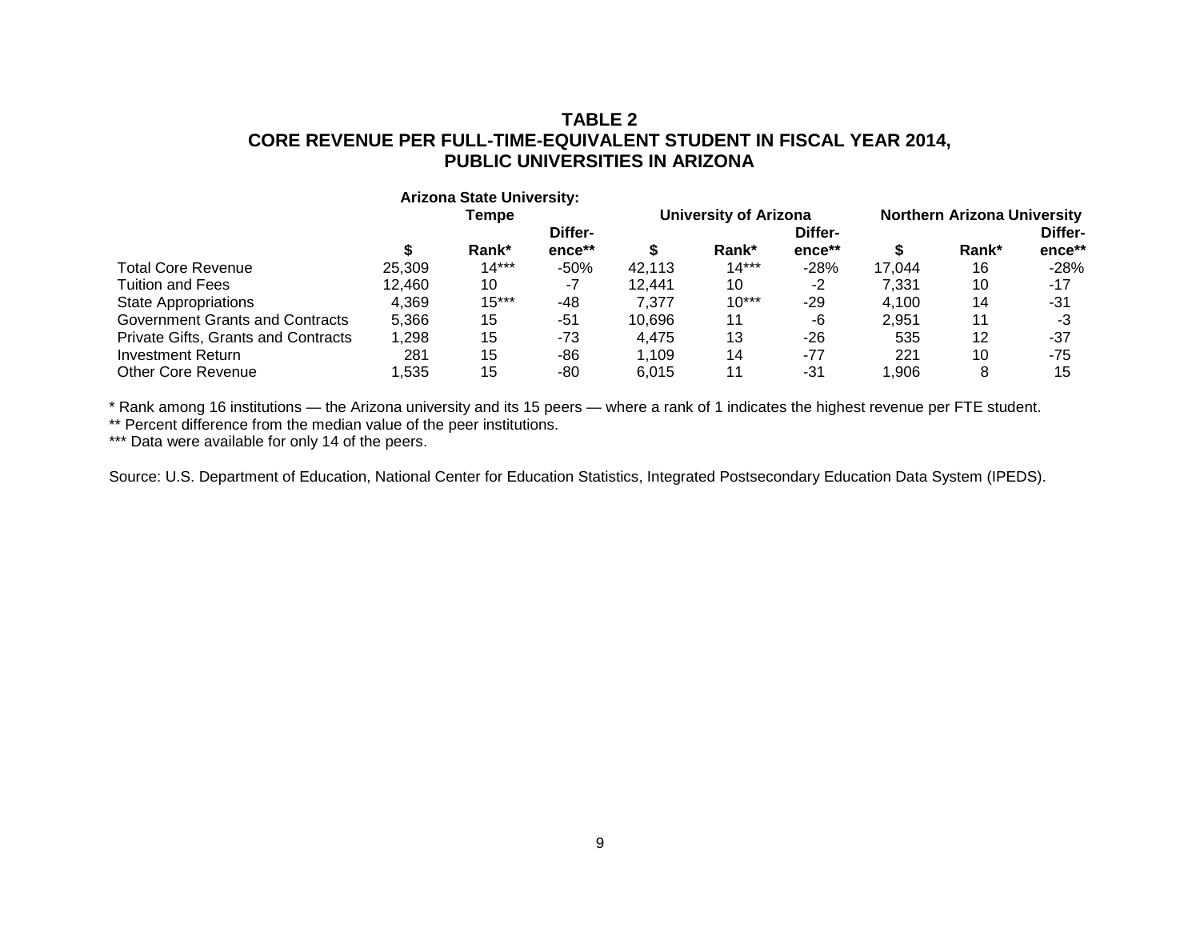# TABLE 2
# CORE REVENUE PER FULL-TIME-EQUIVALENT STUDENT IN FISCAL YEAR 2014, PUBLIC UNIVERSITIES IN ARIZONA

| | Arizona State University: Tempe | | | University of Arizona | | | Northern Arizona University | | |
|---|---|---|---|---|---|---|---|---|---|
| | **$** | **Rank*** | **Differ-ence**** | **$** | **Rank*** | **Differ-ence**** | **$** | **Rank*** | **Differ-ence**** |
| Total Core Revenue | 25,309 | 14*** | -50% | 42,113 | 14*** | -28% | 17,044 | 16 | -28% |
| Tuition and Fees | 12,460 | 10 | -7 | 12,441 | 10 | -2 | 7,331 | 10 | -17 |
| State Appropriations | 4,369 | 15*** | -48 | 7,377 | 10*** | -29 | 4,100 | 14 | -31 |
| Government Grants and Contracts | 5,366 | 15 | -51 | 10,696 | 11 | -6 | 2,951 | 11 | -3 |
| Private Gifts, Grants and Contracts | 1,298 | 15 | -73 | 4,475 | 13 | -26 | 535 | 12 | -37 |
| Investment Return | 281 | 15 | -86 | 1,109 | 14 | -77 | 221 | 10 | -75 |
| Other Core Revenue | 1,535 | 15 | -80 | 6,015 | 11 | -31 | 1,906 | 8 | 15 |

* Rank among 16 institutions — the Arizona university and its 15 peers — where a rank of 1 indicates the highest revenue per FTE student.
** Percent difference from the median value of the peer institutions.
*** Data were available for only 14 of the peers.

Source: U.S. Department of Education, National Center for Education Statistics, Integrated Postsecondary Education Data System (IPEDS).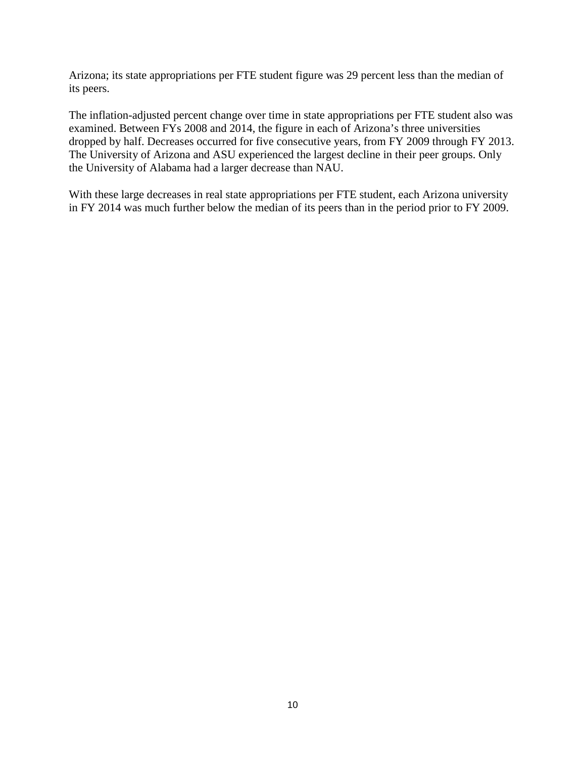Arizona; its state appropriations per FTE student figure was 29 percent less than the median of its peers.

The inflation-adjusted percent change over time in state appropriations per FTE student also was examined. Between FYs 2008 and 2014, the figure in each of Arizona's three universities dropped by half. Decreases occurred for five consecutive years, from FY 2009 through FY 2013. The University of Arizona and ASU experienced the largest decline in their peer groups. Only the University of Alabama had a larger decrease than NAU.

With these large decreases in real state appropriations per FTE student, each Arizona university in FY 2014 was much further below the median of its peers than in the period prior to FY 2009.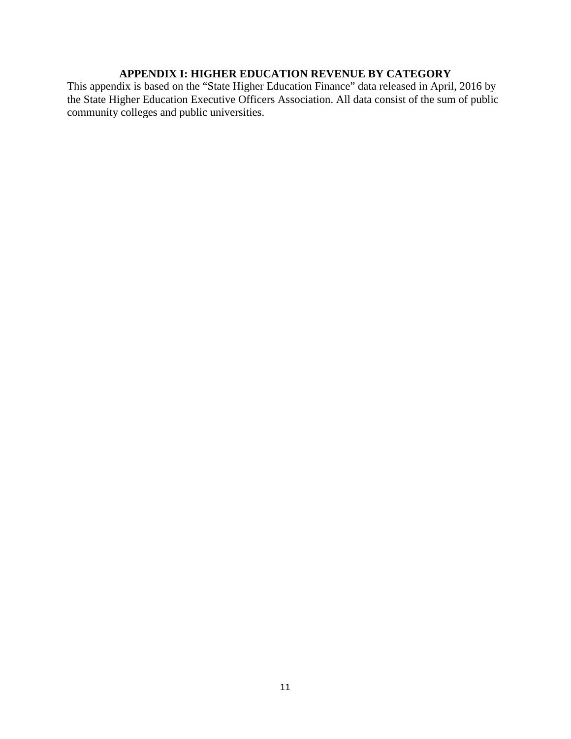## APPENDIX I: HIGHER EDUCATION REVENUE BY CATEGORY

This appendix is based on the "State Higher Education Finance" data released in April, 2016 by the State Higher Education Executive Officers Association. All data consist of the sum of public community colleges and public universities.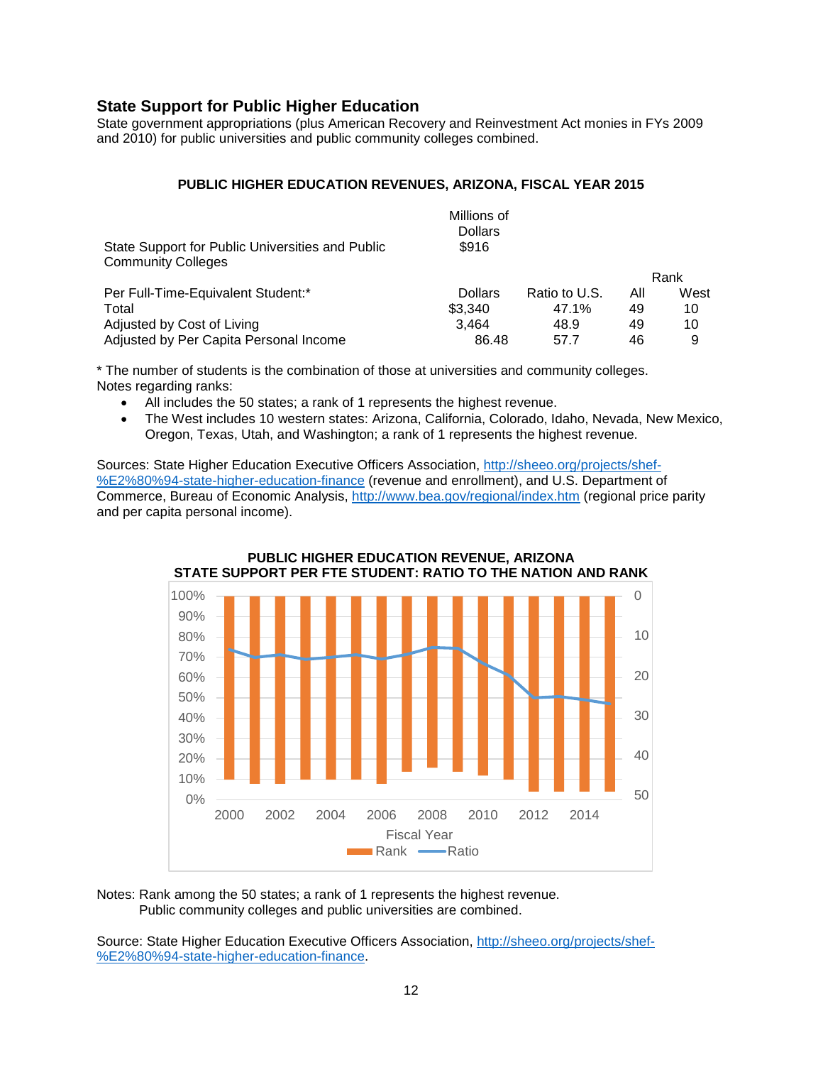## State Support for Public Higher Education

State government appropriations (plus American Recovery and Reinvestment Act monies in FYs 2009 and 2010) for public universities and public community colleges combined.

**PUBLIC HIGHER EDUCATION REVENUES, ARIZONA, FISCAL YEAR 2015**

| | Millions of Dollars | | | |
|---|---|---|---|---|
| State Support for Public Universities and Public Community Colleges | $916 | | | |

| | | | Rank | |
|---|---|---|---|---|
| Per Full-Time-Equivalent Student:* | Dollars | Ratio to U.S. | All | West |
| Total | $3,340 | 47.1% | 49 | 10 |
| Adjusted by Cost of Living | 3,464 | 48.9 | 49 | 10 |
| Adjusted by Per Capita Personal Income | 86.48 | 57.7 | 46 | 9 |

* The number of students is the combination of those at universities and community colleges.

Notes regarding ranks:

- All includes the 50 states; a rank of 1 represents the highest revenue.
- The West includes 10 western states: Arizona, California, Colorado, Idaho, Nevada, New Mexico, Oregon, Texas, Utah, and Washington; a rank of 1 represents the highest revenue.

Sources: State Higher Education Executive Officers Association, http://sheeo.org/projects/shef-%E2%80%94-state-higher-education-finance (revenue and enrollment), and U.S. Department of Commerce, Bureau of Economic Analysis, http://www.bea.gov/regional/index.htm (regional price parity and per capita personal income).

**PUBLIC HIGHER EDUCATION REVENUE, ARIZONA**
**STATE SUPPORT PER FTE STUDENT: RATIO TO THE NATION AND RANK**

Notes: Rank among the 50 states; a rank of 1 represents the highest revenue.
Public community colleges and public universities are combined.

Source: State Higher Education Executive Officers Association, http://sheeo.org/projects/shef-%E2%80%94-state-higher-education-finance.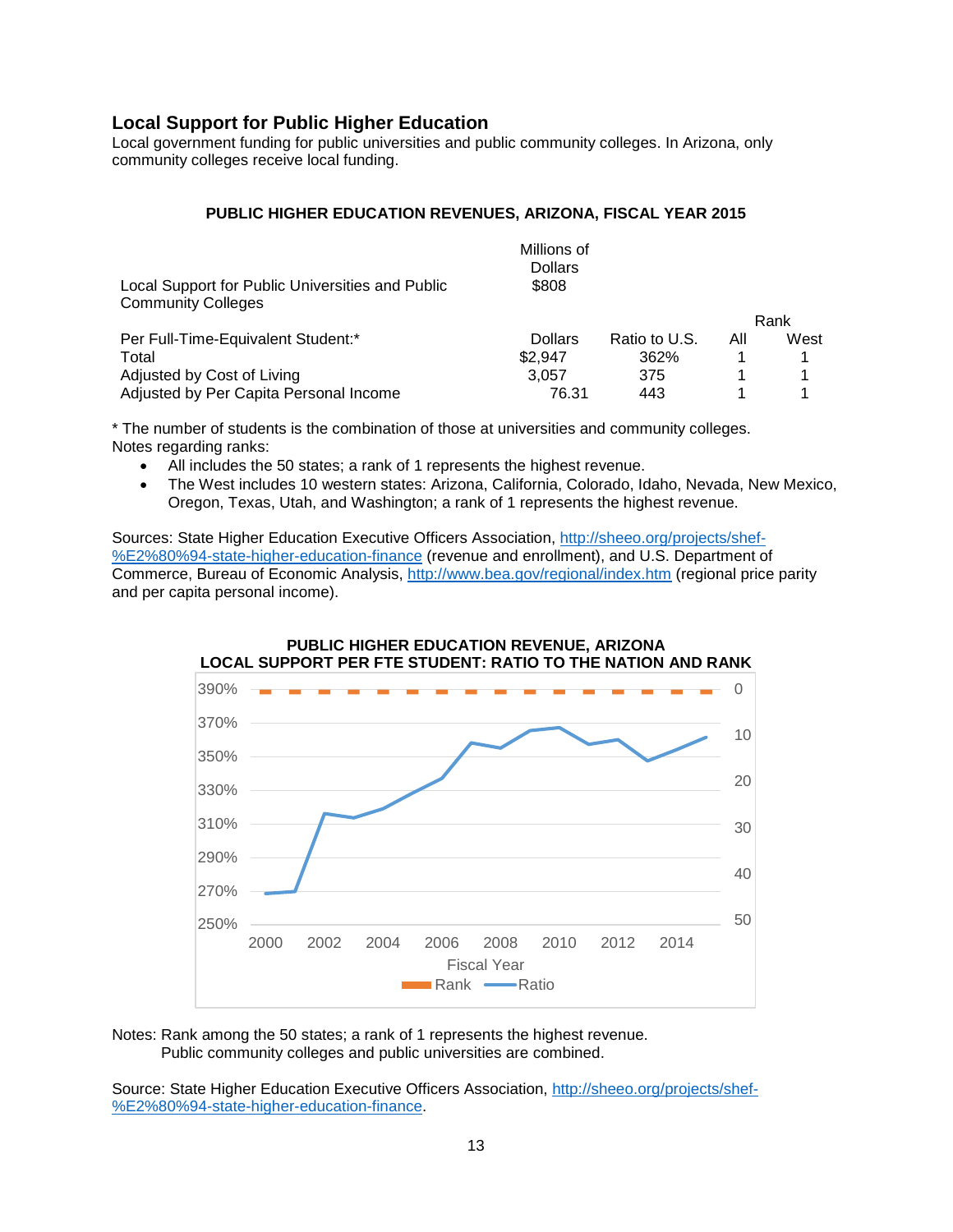## Local Support for Public Higher Education

Local government funding for public universities and public community colleges. In Arizona, only community colleges receive local funding.

**PUBLIC HIGHER EDUCATION REVENUES, ARIZONA, FISCAL YEAR 2015**

| | Millions of Dollars | | | |
|---|---|---|---|---|
| Local Support for Public Universities and Public Community Colleges | $808 | | | |
| | | | Rank | |
| Per Full-Time-Equivalent Student:* | Dollars | Ratio to U.S. | All | West |
| Total | $2,947 | 362% | 1 | 1 |
| Adjusted by Cost of Living | 3,057 | 375 | 1 | 1 |
| Adjusted by Per Capita Personal Income | 76.31 | 443 | 1 | 1 |

* The number of students is the combination of those at universities and community colleges.

Notes regarding ranks:

- All includes the 50 states; a rank of 1 represents the highest revenue.
- The West includes 10 western states: Arizona, California, Colorado, Idaho, Nevada, New Mexico, Oregon, Texas, Utah, and Washington; a rank of 1 represents the highest revenue.

Sources: State Higher Education Executive Officers Association, http://sheeo.org/projects/shef-%E2%80%94-state-higher-education-finance (revenue and enrollment), and U.S. Department of Commerce, Bureau of Economic Analysis, http://www.bea.gov/regional/index.htm (regional price parity and per capita personal income).

**PUBLIC HIGHER EDUCATION REVENUE, ARIZONA**
**LOCAL SUPPORT PER FTE STUDENT: RATIO TO THE NATION AND RANK**

Notes: Rank among the 50 states; a rank of 1 represents the highest revenue.
Public community colleges and public universities are combined.

Source: State Higher Education Executive Officers Association, http://sheeo.org/projects/shef-%E2%80%94-state-higher-education-finance.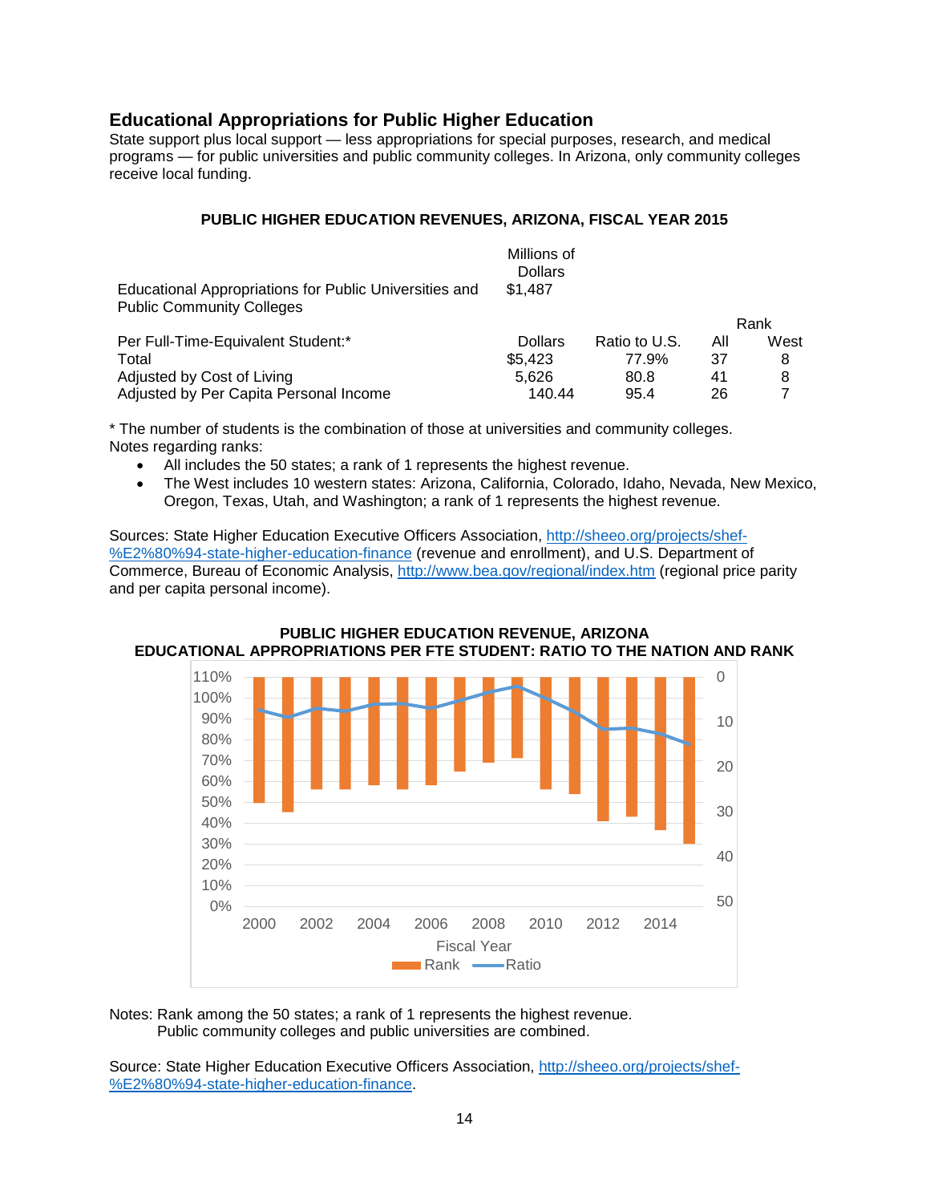## Educational Appropriations for Public Higher Education

State support plus local support — less appropriations for special purposes, research, and medical programs — for public universities and public community colleges. In Arizona, only community colleges receive local funding.

**PUBLIC HIGHER EDUCATION REVENUES, ARIZONA, FISCAL YEAR 2015**

| | Millions of Dollars | | | |
|---|---|---|---|---|
| Educational Appropriations for Public Universities and Public Community Colleges | $1,487 | | | |
| | | | Rank | |
| Per Full-Time-Equivalent Student:* | Dollars | Ratio to U.S. | All | West |
| Total | $5,423 | 77.9% | 37 | 8 |
| Adjusted by Cost of Living | 5,626 | 80.8 | 41 | 8 |
| Adjusted by Per Capita Personal Income | 140.44 | 95.4 | 26 | 7 |

\* The number of students is the combination of those at universities and community colleges.

Notes regarding ranks:

- All includes the 50 states; a rank of 1 represents the highest revenue.
- The West includes 10 western states: Arizona, California, Colorado, Idaho, Nevada, New Mexico, Oregon, Texas, Utah, and Washington; a rank of 1 represents the highest revenue.

Sources: State Higher Education Executive Officers Association, http://sheeo.org/projects/shef-%E2%80%94-state-higher-education-finance (revenue and enrollment), and U.S. Department of Commerce, Bureau of Economic Analysis, http://www.bea.gov/regional/index.htm (regional price parity and per capita personal income).

**PUBLIC HIGHER EDUCATION REVENUE, ARIZONA**
**EDUCATIONAL APPROPRIATIONS PER FTE STUDENT: RATIO TO THE NATION AND RANK**

Notes: Rank among the 50 states; a rank of 1 represents the highest revenue.
Public community colleges and public universities are combined.

Source: State Higher Education Executive Officers Association, http://sheeo.org/projects/shef-%E2%80%94-state-higher-education-finance.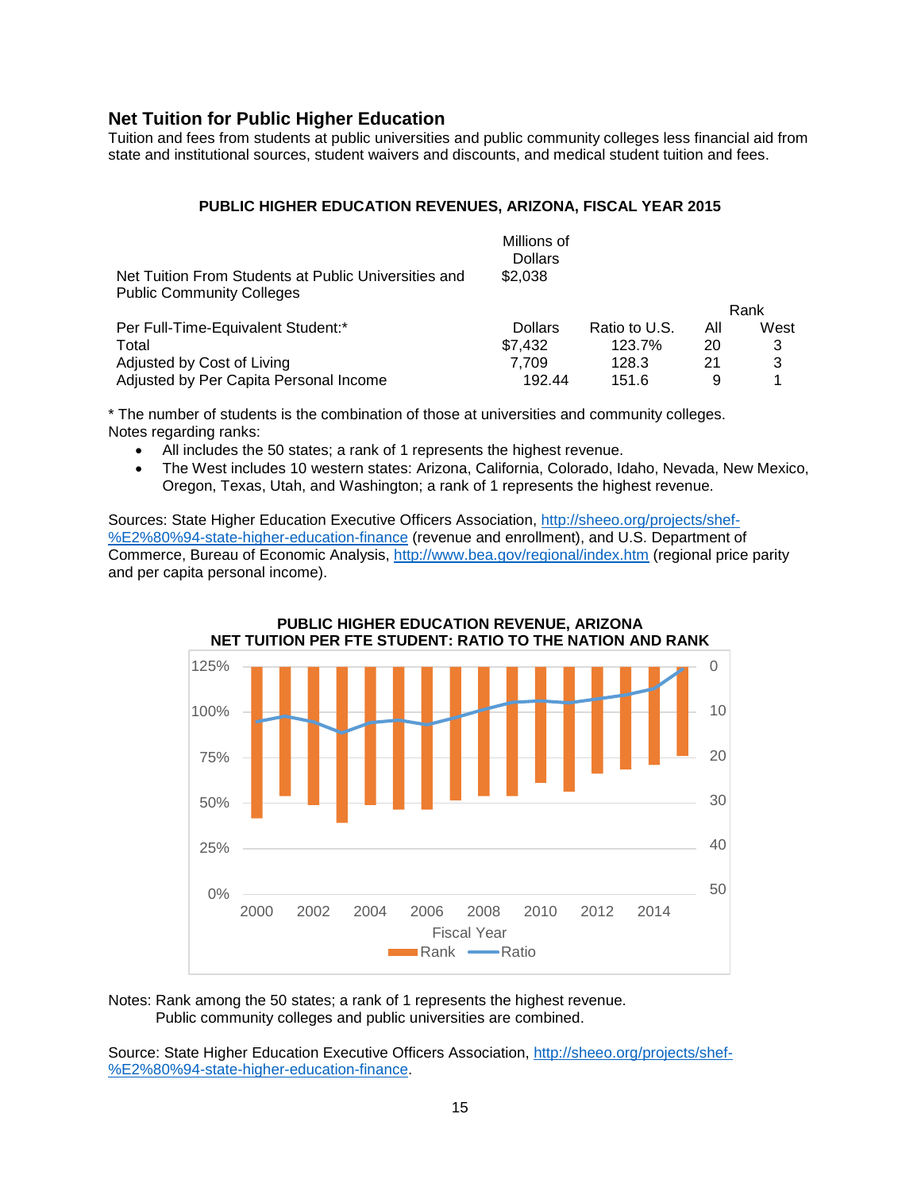## Net Tuition for Public Higher Education

Tuition and fees from students at public universities and public community colleges less financial aid from state and institutional sources, student waivers and discounts, and medical student tuition and fees.

**PUBLIC HIGHER EDUCATION REVENUES, ARIZONA, FISCAL YEAR 2015**

| | Millions of Dollars | | | |
|---|---|---|---|---|
| Net Tuition From Students at Public Universities and Public Community Colleges | $2,038 | | | |
| | | | Rank | |
| Per Full-Time-Equivalent Student:* | Dollars | Ratio to U.S. | All | West |
| Total | $7,432 | 123.7% | 20 | 3 |
| Adjusted by Cost of Living | 7,709 | 128.3 | 21 | 3 |
| Adjusted by Per Capita Personal Income | 192.44 | 151.6 | 9 | 1 |

\* The number of students is the combination of those at universities and community colleges.

Notes regarding ranks:

- All includes the 50 states; a rank of 1 represents the highest revenue.
- The West includes 10 western states: Arizona, California, Colorado, Idaho, Nevada, New Mexico, Oregon, Texas, Utah, and Washington; a rank of 1 represents the highest revenue.

Sources: State Higher Education Executive Officers Association, [http://sheeo.org/projects/shef-%E2%80%94-state-higher-education-finance](http://sheeo.org/projects/shef-%E2%80%94-state-higher-education-finance) (revenue and enrollment), and U.S. Department of Commerce, Bureau of Economic Analysis, [http://www.bea.gov/regional/index.htm](http://www.bea.gov/regional/index.htm) (regional price parity and per capita personal income).

**PUBLIC HIGHER EDUCATION REVENUE, ARIZONA
NET TUITION PER FTE STUDENT: RATIO TO THE NATION AND RANK**

Notes: Rank among the 50 states; a rank of 1 represents the highest revenue.
Public community colleges and public universities are combined.

Source: State Higher Education Executive Officers Association, [http://sheeo.org/projects/shef-%E2%80%94-state-higher-education-finance](http://sheeo.org/projects/shef-%E2%80%94-state-higher-education-finance).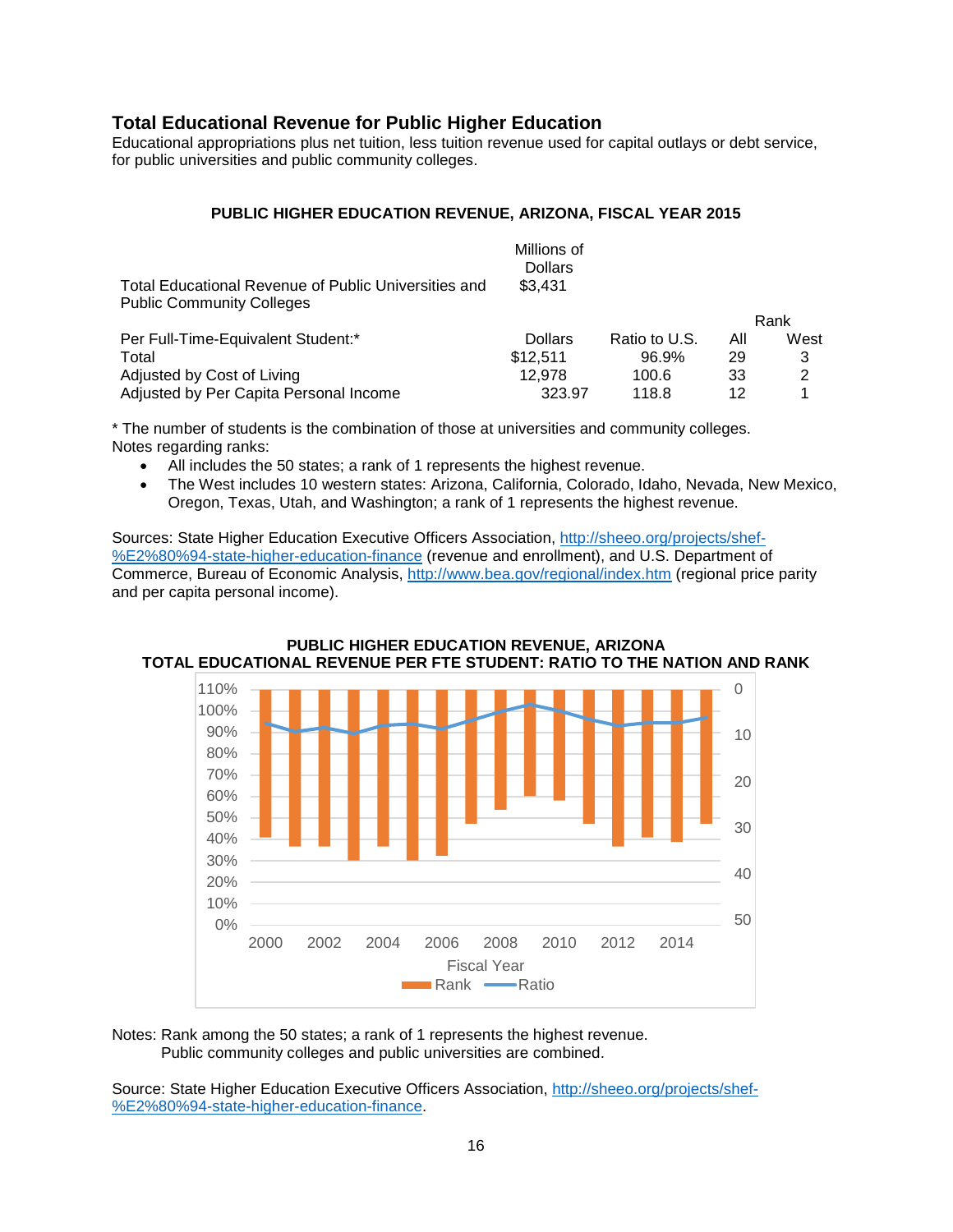## Total Educational Revenue for Public Higher Education

Educational appropriations plus net tuition, less tuition revenue used for capital outlays or debt service, for public universities and public community colleges.

**PUBLIC HIGHER EDUCATION REVENUE, ARIZONA, FISCAL YEAR 2015**

| | Millions of Dollars | | | |
|---|---|---|---|---|
| Total Educational Revenue of Public Universities and Public Community Colleges | $3,431 | | | |
| | | | Rank | |
| Per Full-Time-Equivalent Student:* | Dollars | Ratio to U.S. | All | West |
| Total | $12,511 | 96.9% | 29 | 3 |
| Adjusted by Cost of Living | 12,978 | 100.6 | 33 | 2 |
| Adjusted by Per Capita Personal Income | 323.97 | 118.8 | 12 | 1 |

\* The number of students is the combination of those at universities and community colleges.

Notes regarding ranks:

- All includes the 50 states; a rank of 1 represents the highest revenue.
- The West includes 10 western states: Arizona, California, Colorado, Idaho, Nevada, New Mexico, Oregon, Texas, Utah, and Washington; a rank of 1 represents the highest revenue.

Sources: State Higher Education Executive Officers Association, http://sheeo.org/projects/shef-%E2%80%94-state-higher-education-finance (revenue and enrollment), and U.S. Department of Commerce, Bureau of Economic Analysis, http://www.bea.gov/regional/index.htm (regional price parity and per capita personal income).

**PUBLIC HIGHER EDUCATION REVENUE, ARIZONA**
**TOTAL EDUCATIONAL REVENUE PER FTE STUDENT: RATIO TO THE NATION AND RANK**

110%
100%
90%
80%
70%
60%
50%
40%
30%
20%
10%
0%

0
10
20
30
40
50

2000 2002 2004 2006 2008 2010 2012 2014

Fiscal Year

Rank Ratio

Notes: Rank among the 50 states; a rank of 1 represents the highest revenue.
Public community colleges and public universities are combined.

Source: State Higher Education Executive Officers Association, http://sheeo.org/projects/shef-%E2%80%94-state-higher-education-finance.